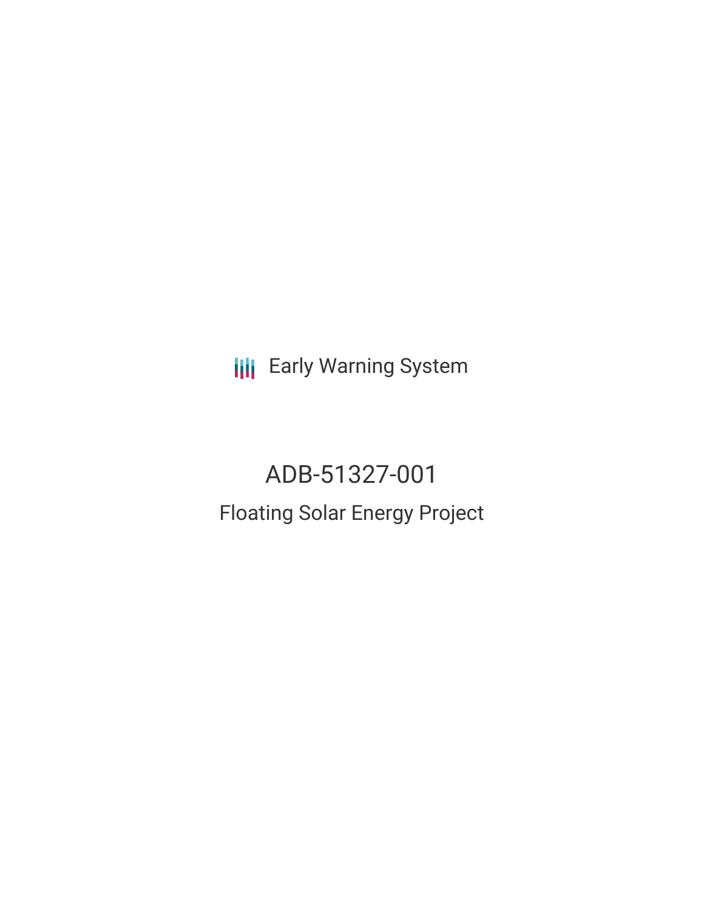Early Warning System

# ADB-51327-001

## Floating Solar Energy Project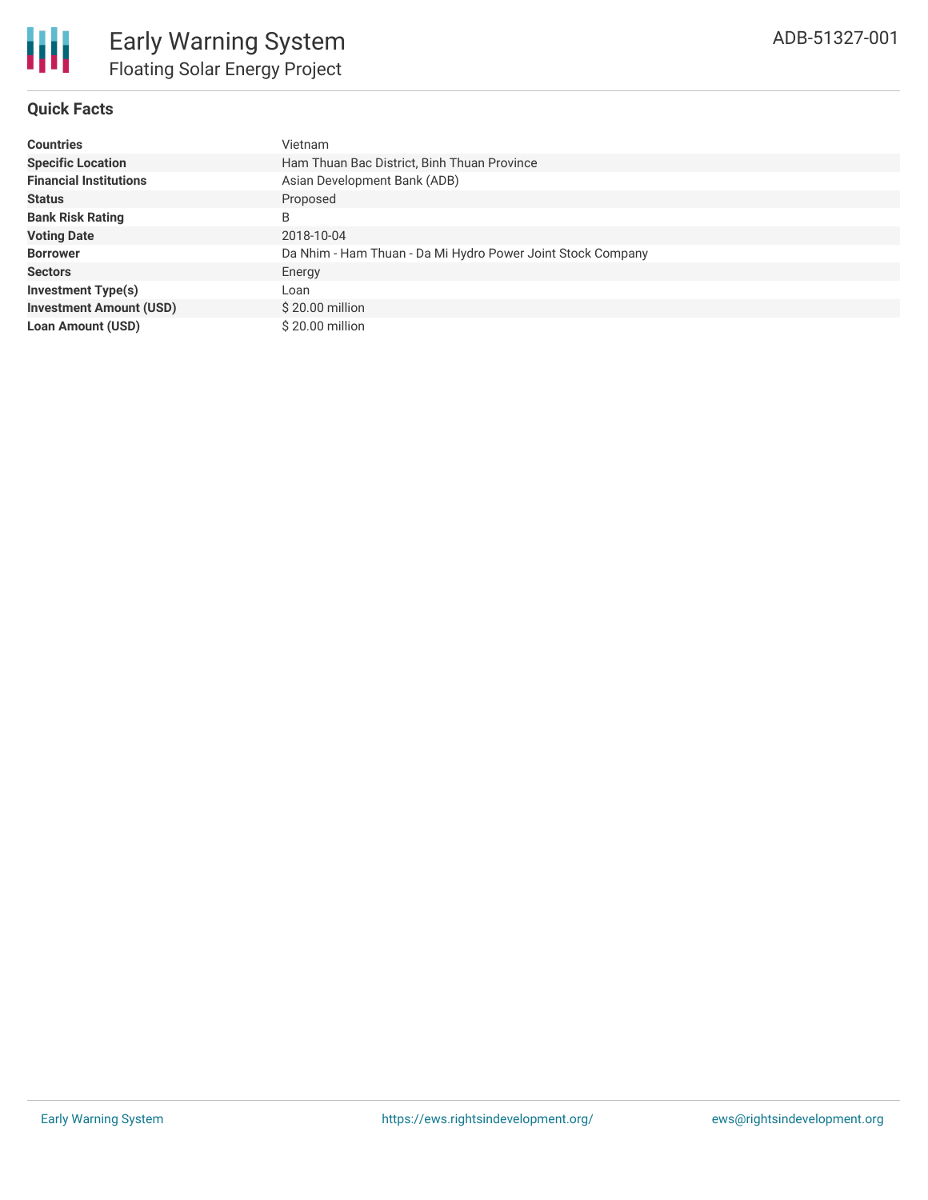# Early Warning System

## Floating Solar Energy Project

ADB-51327-001

### Quick Facts

| | |
|---|---|
| **Countries** | Vietnam |
| **Specific Location** | Ham Thuan Bac District, Binh Thuan Province |
| **Financial Institutions** | Asian Development Bank (ADB) |
| **Status** | Proposed |
| **Bank Risk Rating** | B |
| **Voting Date** | 2018-10-04 |
| **Borrower** | Da Nhim - Ham Thuan - Da Mi Hydro Power Joint Stock Company |
| **Sectors** | Energy |
| **Investment Type(s)** | Loan |
| **Investment Amount (USD)** | $ 20.00 million |
| **Loan Amount (USD)** | $ 20.00 million |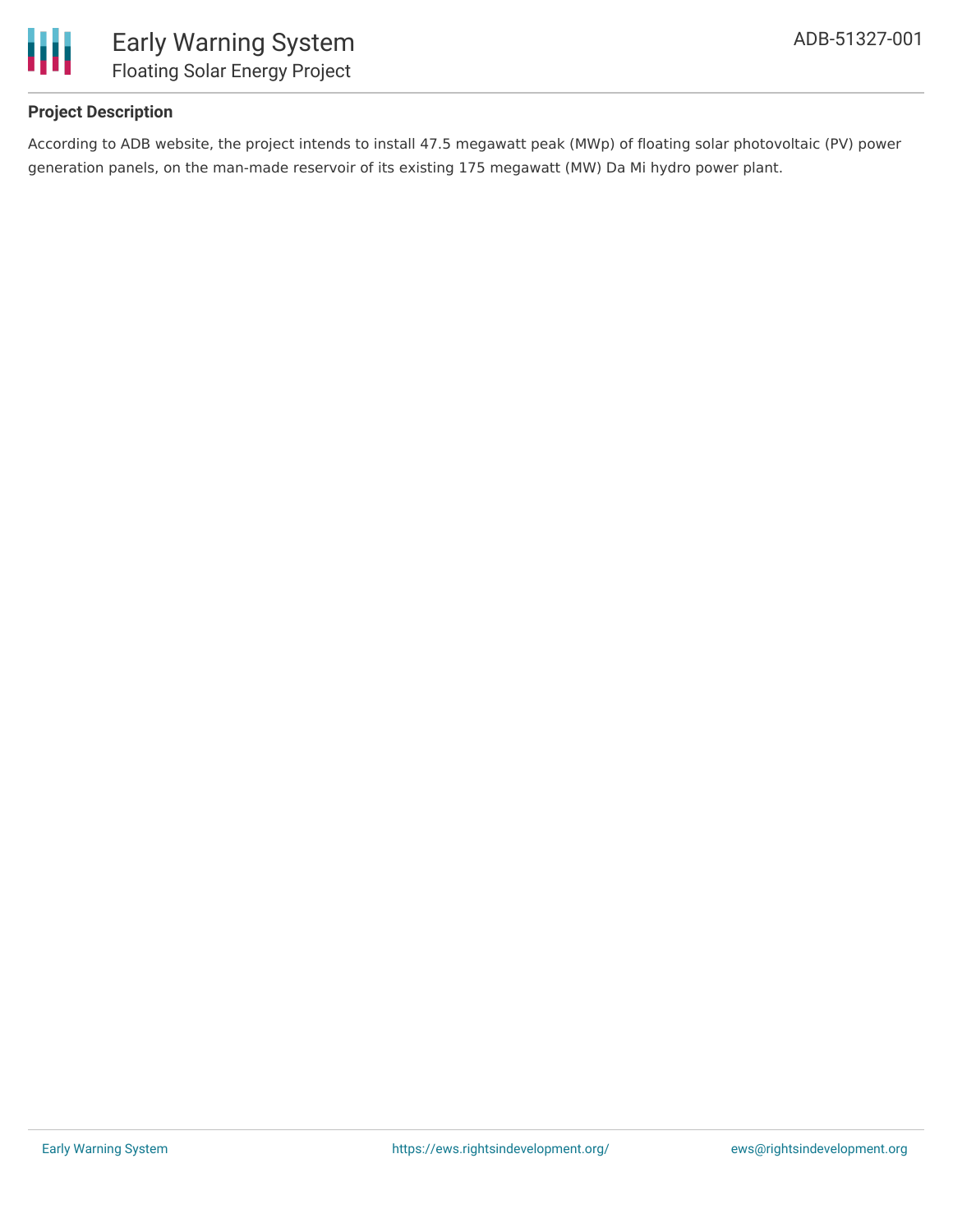**Project Description**

According to ADB website, the project intends to install 47.5 megawatt peak (MWp) of floating solar photovoltaic (PV) power generation panels, on the man-made reservoir of its existing 175 megawatt (MW) Da Mi hydro power plant.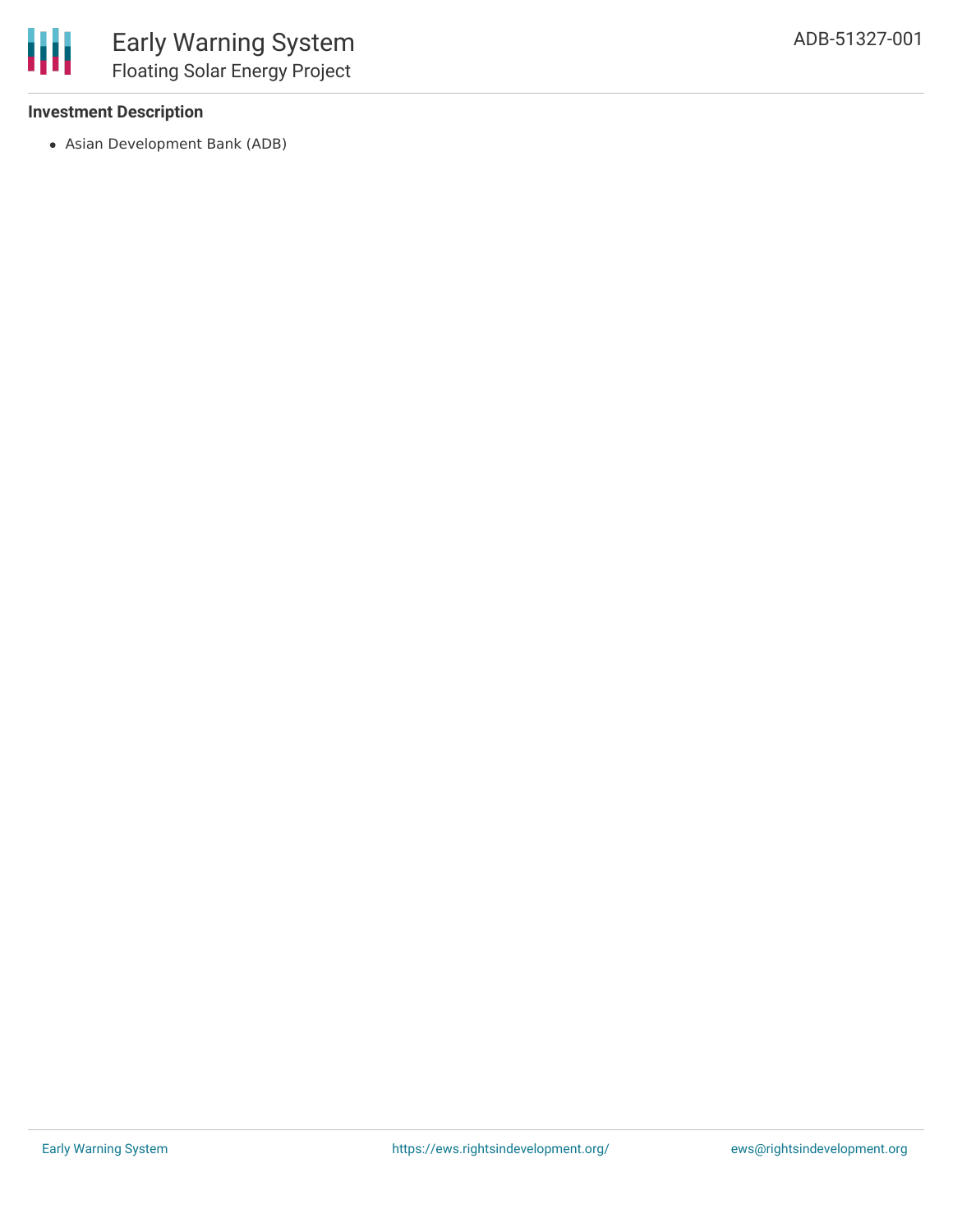### Investment Description

- Asian Development Bank (ADB)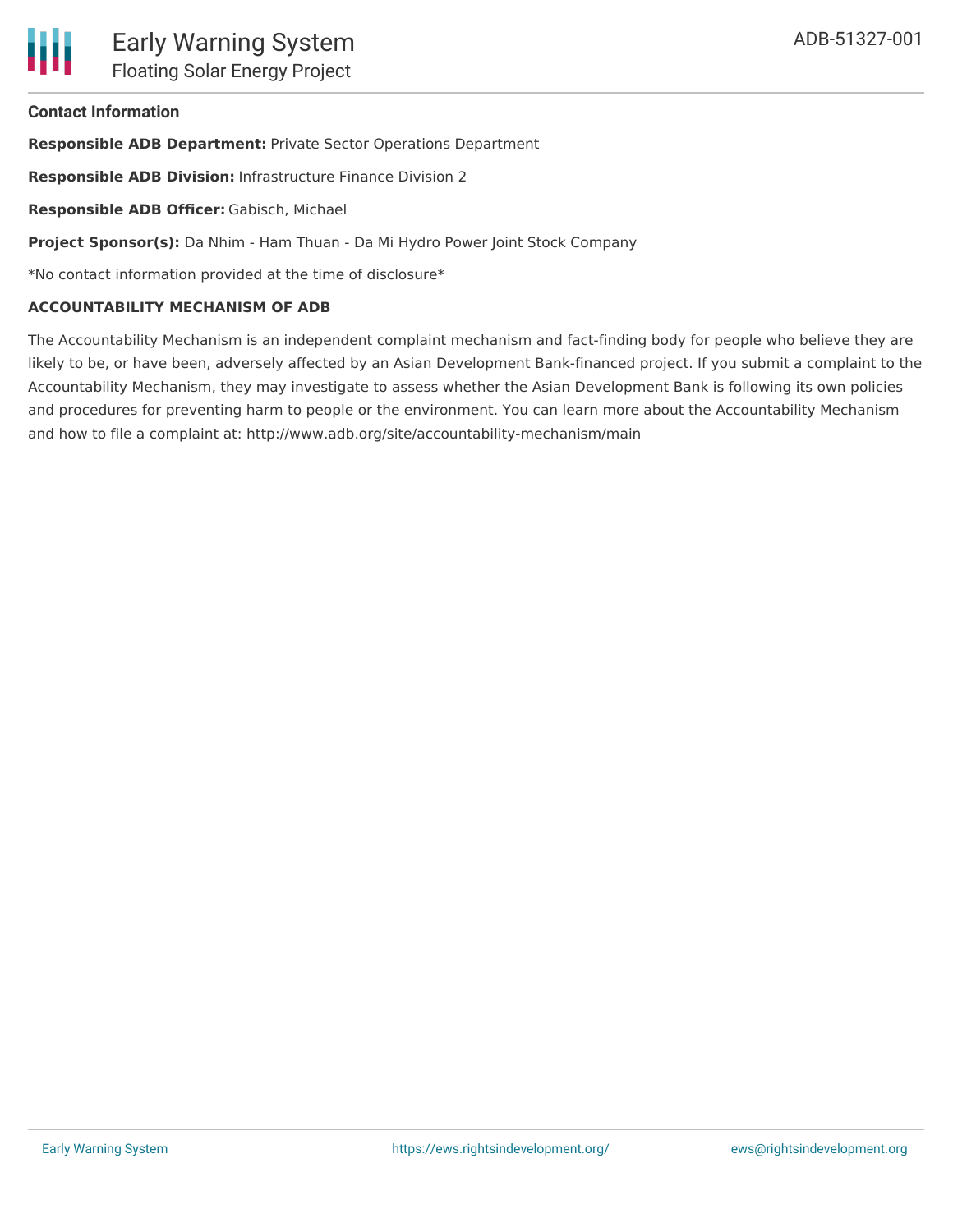### Contact Information

**Responsible ADB Department:** Private Sector Operations Department

**Responsible ADB Division:** Infrastructure Finance Division 2

**Responsible ADB Officer:** Gabisch, Michael

**Project Sponsor(s):** Da Nhim - Ham Thuan - Da Mi Hydro Power Joint Stock Company

*No contact information provided at the time of disclosure*

**ACCOUNTABILITY MECHANISM OF ADB**

The Accountability Mechanism is an independent complaint mechanism and fact-finding body for people who believe they are likely to be, or have been, adversely affected by an Asian Development Bank-financed project. If you submit a complaint to the Accountability Mechanism, they may investigate to assess whether the Asian Development Bank is following its own policies and procedures for preventing harm to people or the environment. You can learn more about the Accountability Mechanism and how to file a complaint at: http://www.adb.org/site/accountability-mechanism/main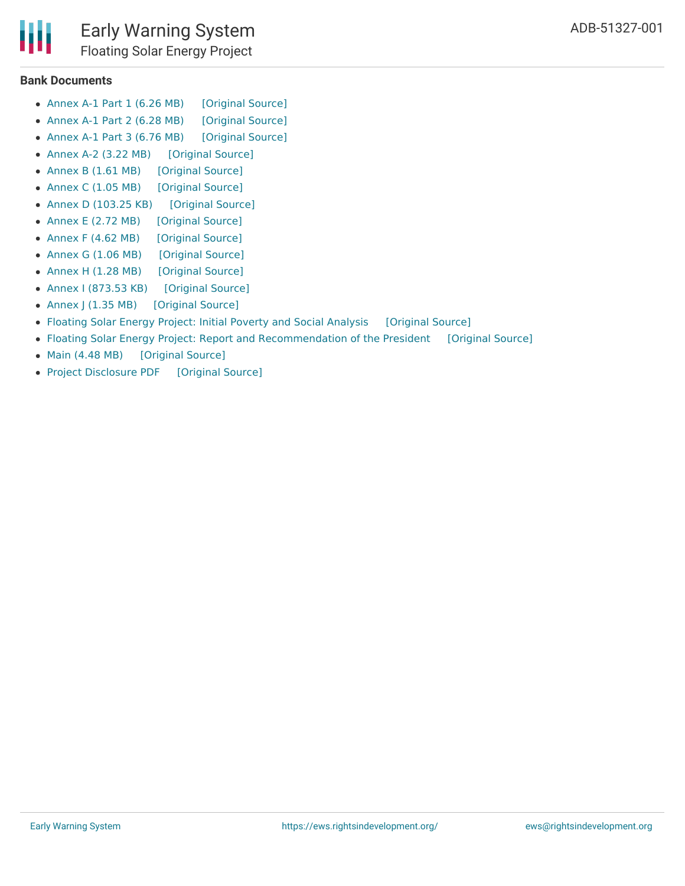## Bank Documents

- Annex A-1 Part 1 (6.26 MB) [Original Source]
- Annex A-1 Part 2 (6.28 MB) [Original Source]
- Annex A-1 Part 3 (6.76 MB) [Original Source]
- Annex A-2 (3.22 MB) [Original Source]
- Annex B (1.61 MB) [Original Source]
- Annex C (1.05 MB) [Original Source]
- Annex D (103.25 KB) [Original Source]
- Annex E (2.72 MB) [Original Source]
- Annex F (4.62 MB) [Original Source]
- Annex G (1.06 MB) [Original Source]
- Annex H (1.28 MB) [Original Source]
- Annex I (873.53 KB) [Original Source]
- Annex J (1.35 MB) [Original Source]
- Floating Solar Energy Project: Initial Poverty and Social Analysis [Original Source]
- Floating Solar Energy Project: Report and Recommendation of the President [Original Source]
- Main (4.48 MB) [Original Source]
- Project Disclosure PDF [Original Source]